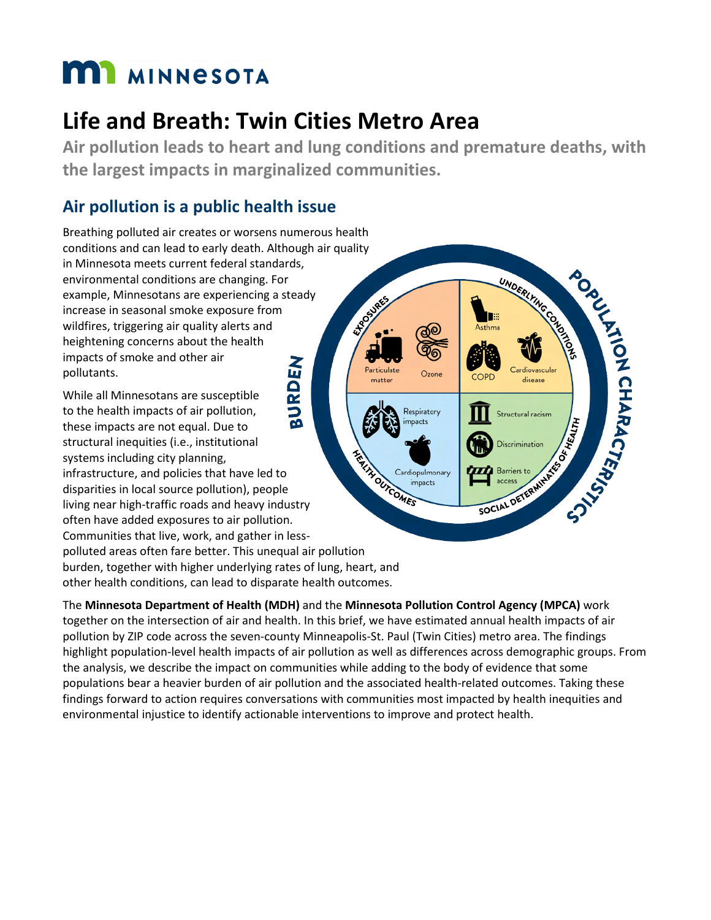# Life and Breath: Twin Cities Metro Area

**Air pollution leads to heart and lung conditions and premature deaths, with the largest impacts in marginalized communities.**

## Air pollution is a public health issue

Breathing polluted air creates or worsens numerous health conditions and can lead to early death. Although air quality in Minnesota meets current federal standards, environmental conditions are changing. For example, Minnesotans are experiencing a steady increase in seasonal smoke exposure from wildfires, triggering air quality alerts and heightening concerns about the health impacts of smoke and other air pollutants.

While all Minnesotans are susceptible to the health impacts of air pollution, these impacts are not equal. Due to structural inequities (i.e., institutional systems including city planning, infrastructure, and policies that have led to disparities in local source pollution), people living near high-traffic roads and heavy industry often have added exposures to air pollution. Communities that live, work, and gather in less-polluted areas often fare better. This unequal air pollution burden, together with higher underlying rates of lung, heart, and other health conditions, can lead to disparate health outcomes.

The **Minnesota Department of Health (MDH)** and the **Minnesota Pollution Control Agency (MPCA)** work together on the intersection of air and health. In this brief, we have estimated annual health impacts of air pollution by ZIP code across the seven-county Minneapolis-St. Paul (Twin Cities) metro area. The findings highlight population-level health impacts of air pollution as well as differences across demographic groups. From the analysis, we describe the impact on communities while adding to the body of evidence that some populations bear a heavier burden of air pollution and the associated health-related outcomes. Taking these findings forward to action requires conversations with communities most impacted by health inequities and environmental injustice to identify actionable interventions to improve and protect health.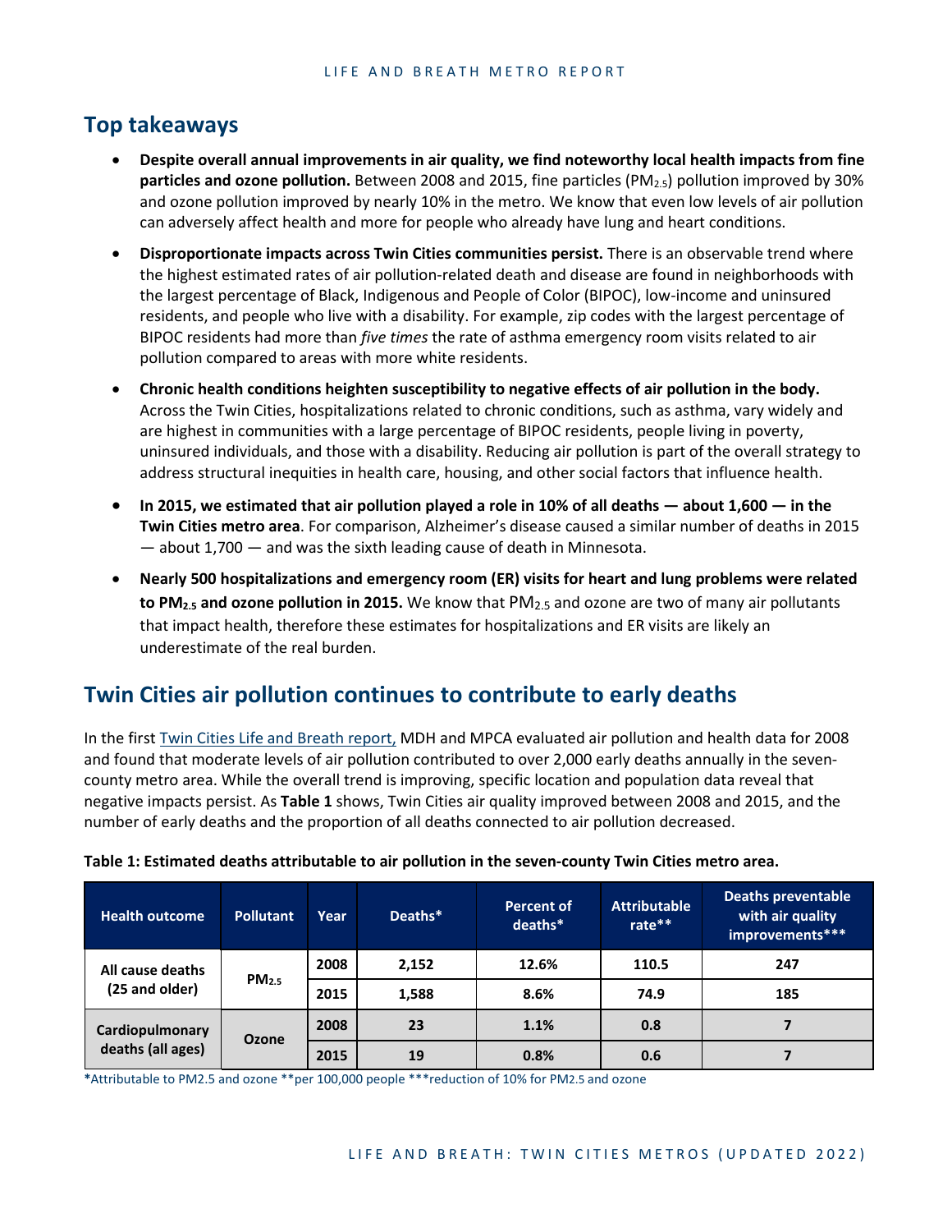## Top takeaways

- **Despite overall annual improvements in air quality, we find noteworthy local health impacts from fine particles and ozone pollution.** Between 2008 and 2015, fine particles ($PM_{2.5}$) pollution improved by 30% and ozone pollution improved by nearly 10% in the metro. We know that even low levels of air pollution can adversely affect health and more for people who already have lung and heart conditions.
- **Disproportionate impacts across Twin Cities communities persist.** There is an observable trend where the highest estimated rates of air pollution-related death and disease are found in neighborhoods with the largest percentage of Black, Indigenous and People of Color (BIPOC), low-income and uninsured residents, and people who live with a disability. For example, zip codes with the largest percentage of BIPOC residents had more than *five times* the rate of asthma emergency room visits related to air pollution compared to areas with more white residents.
- **Chronic health conditions heighten susceptibility to negative effects of air pollution in the body.** Across the Twin Cities, hospitalizations related to chronic conditions, such as asthma, vary widely and are highest in communities with a large percentage of BIPOC residents, people living in poverty, uninsured individuals, and those with a disability. Reducing air pollution is part of the overall strategy to address structural inequities in health care, housing, and other social factors that influence health.
- **In 2015, we estimated that air pollution played a role in 10% of all deaths — about 1,600 — in the Twin Cities metro area**. For comparison, Alzheimer's disease caused a similar number of deaths in 2015 — about 1,700 — and was the sixth leading cause of death in Minnesota.
- **Nearly 500 hospitalizations and emergency room (ER) visits for heart and lung problems were related to $PM_{2.5}$ and ozone pollution in 2015.** We know that $PM_{2.5}$ and ozone are two of many air pollutants that impact health, therefore these estimates for hospitalizations and ER visits are likely an underestimate of the real burden.

## Twin Cities air pollution continues to contribute to early deaths

In the first Twin Cities Life and Breath report, MDH and MPCA evaluated air pollution and health data for 2008 and found that moderate levels of air pollution contributed to over 2,000 early deaths annually in the seven-county metro area. While the overall trend is improving, specific location and population data reveal that negative impacts persist. As **Table 1** shows, Twin Cities air quality improved between 2008 and 2015, and the number of early deaths and the proportion of all deaths connected to air pollution decreased.

**Table 1: Estimated deaths attributable to air pollution in the seven-county Twin Cities metro area.**

| Health outcome | Pollutant | Year | Deaths* | Percent of deaths* | Attributable rate** | Deaths preventable with air quality improvements*** |
|---|---|---|---|---|---|---|
| All cause deaths (25 and older) | $PM_{2.5}$ | 2008 | 2,152 | 12.6% | 110.5 | 247 |
| | | 2015 | 1,588 | 8.6% | 74.9 | 185 |
| Cardiopulmonary deaths (all ages) | Ozone | 2008 | 23 | 1.1% | 0.8 | 7 |
| | | 2015 | 19 | 0.8% | 0.6 | 7 |

*Attributable to PM2.5 and ozone **per 100,000 people ***reduction of 10% for PM2.5 and ozone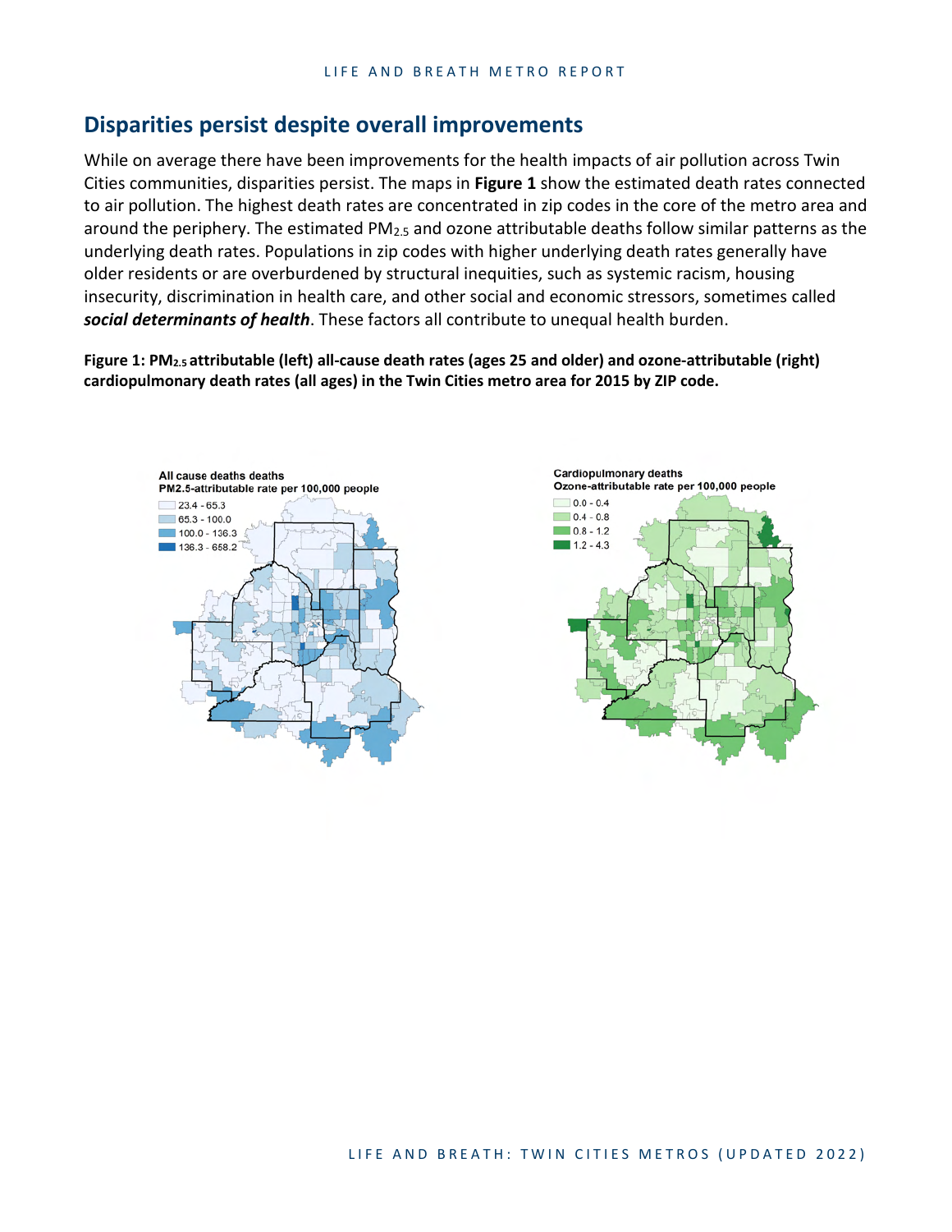## Disparities persist despite overall improvements

While on average there have been improvements for the health impacts of air pollution across Twin Cities communities, disparities persist. The maps in **Figure 1** show the estimated death rates connected to air pollution. The highest death rates are concentrated in zip codes in the core of the metro area and around the periphery. The estimated $PM_{2.5}$ and ozone attributable deaths follow similar patterns as the underlying death rates. Populations in zip codes with higher underlying death rates generally have older residents or are overburdened by structural inequities, such as systemic racism, housing insecurity, discrimination in health care, and other social and economic stressors, sometimes called ***social determinants of health***. These factors all contribute to unequal health burden.

**Figure 1: $PM_{2.5}$ attributable (left) all-cause death rates (ages 25 and older) and ozone-attributable (right) cardiopulmonary death rates (all ages) in the Twin Cities metro area for 2015 by ZIP code.**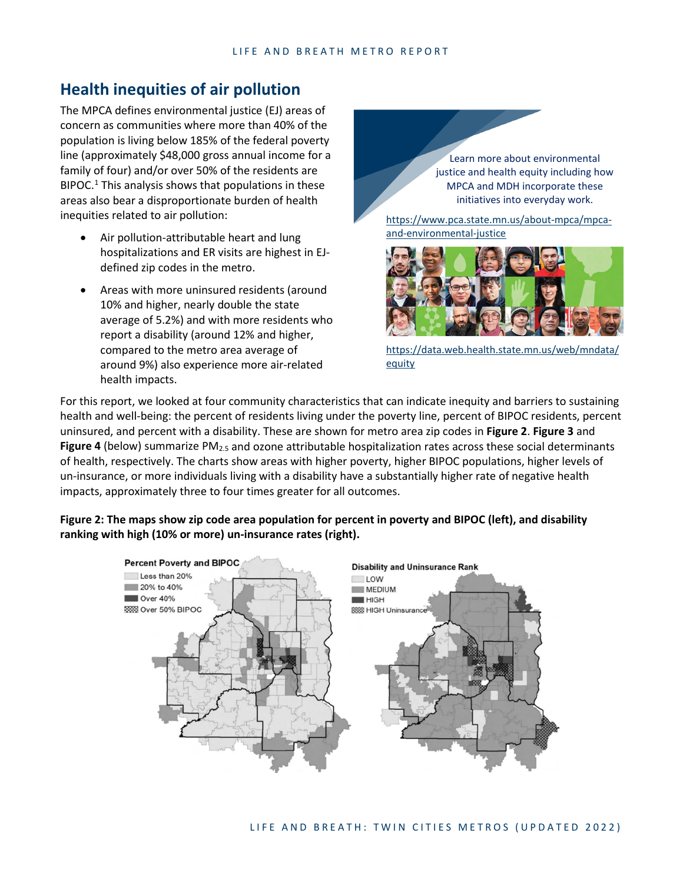## Health inequities of air pollution

The MPCA defines environmental justice (EJ) areas of concern as communities where more than 40% of the population is living below 185% of the federal poverty line (approximately $48,000 gross annual income for a family of four) and/or over 50% of the residents are BIPOC.[1] This analysis shows that populations in these areas also bear a disproportionate burden of health inequities related to air pollution:

- Air pollution-attributable heart and lung hospitalizations and ER visits are highest in EJ-defined zip codes in the metro.
- Areas with more uninsured residents (around 10% and higher, nearly double the state average of 5.2%) and with more residents who report a disability (around 12% and higher, compared to the metro area average of around 9%) also experience more air-related health impacts.

Learn more about environmental justice and health equity including how MPCA and MDH incorporate these initiatives into everyday work.

https://www.pca.state.mn.us/about-mpca/mpca-and-environmental-justice

https://data.web.health.state.mn.us/web/mndata/equity

For this report, we looked at four community characteristics that can indicate inequity and barriers to sustaining health and well-being: the percent of residents living under the poverty line, percent of BIPOC residents, percent uninsured, and percent with a disability. These are shown for metro area zip codes in **Figure 2**. **Figure 3** and **Figure 4** (below) summarize $PM_{2.5}$ and ozone attributable hospitalization rates across these social determinants of health, respectively. The charts show areas with higher poverty, higher BIPOC populations, higher levels of un-insurance, or more individuals living with a disability have a substantially higher rate of negative health impacts, approximately three to four times greater for all outcomes.

**Figure 2: The maps show zip code area population for percent in poverty and BIPOC (left), and disability ranking with high (10% or more) un-insurance rates (right).**

Percent Poverty and BIPOC: Less than 20%; 20% to 40%; Over 40%; Over 50% BIPOC

Disability and Uninsurance Rank: LOW; MEDIUM; HIGH; HIGH Uninsurance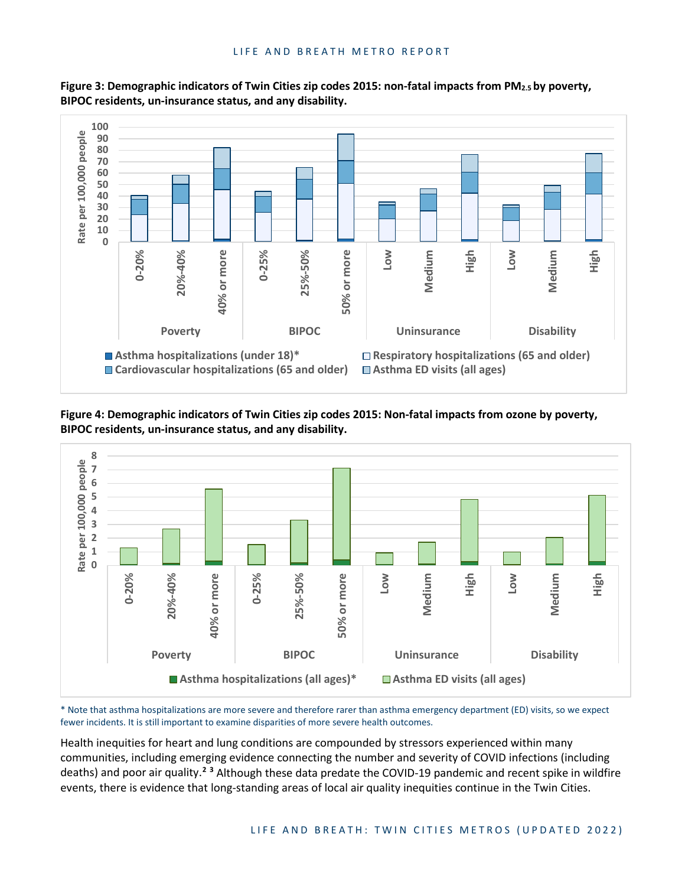**Figure 3: Demographic indicators of Twin Cities zip codes 2015: non-fatal impacts from $PM_{2.5}$ by poverty, BIPOC residents, un-insurance status, and any disability.**

**Figure 4: Demographic indicators of Twin Cities zip codes 2015: Non-fatal impacts from ozone by poverty, BIPOC residents, un-insurance status, and any disability.**

* Note that asthma hospitalizations are more severe and therefore rarer than asthma emergency department (ED) visits, so we expect fewer incidents. It is still important to examine disparities of more severe health outcomes.

Health inequities for heart and lung conditions are compounded by stressors experienced within many communities, including emerging evidence connecting the number and severity of COVID infections (including deaths) and poor air quality.[2 3] Although these data predate the COVID-19 pandemic and recent spike in wildfire events, there is evidence that long-standing areas of local air quality inequities continue in the Twin Cities.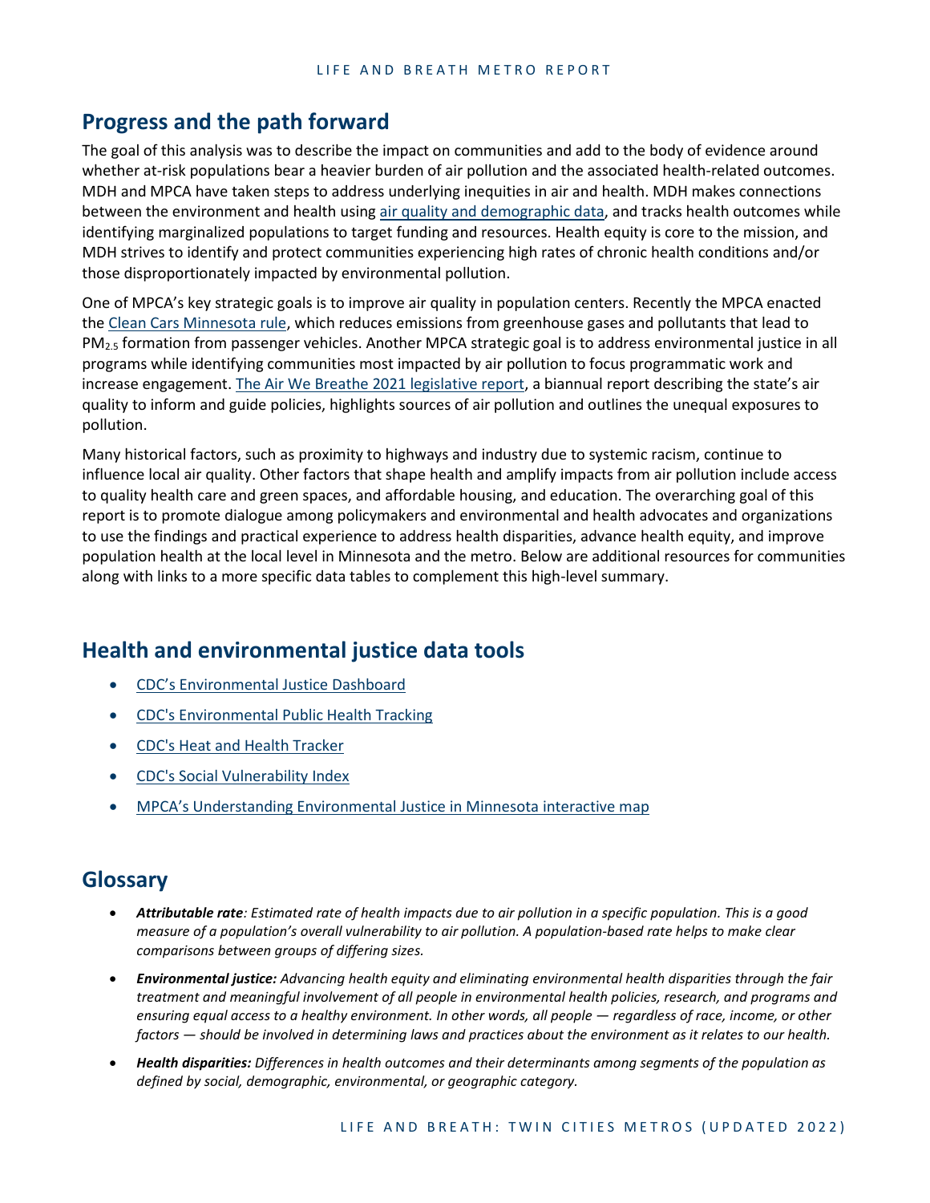## Progress and the path forward

The goal of this analysis was to describe the impact on communities and add to the body of evidence around whether at-risk populations bear a heavier burden of air pollution and the associated health-related outcomes. MDH and MPCA have taken steps to address underlying inequities in air and health. MDH makes connections between the environment and health using air quality and demographic data, and tracks health outcomes while identifying marginalized populations to target funding and resources. Health equity is core to the mission, and MDH strives to identify and protect communities experiencing high rates of chronic health conditions and/or those disproportionately impacted by environmental pollution.

One of MPCA's key strategic goals is to improve air quality in population centers. Recently the MPCA enacted the Clean Cars Minnesota rule, which reduces emissions from greenhouse gases and pollutants that lead to $PM_{2.5}$ formation from passenger vehicles. Another MPCA strategic goal is to address environmental justice in all programs while identifying communities most impacted by air pollution to focus programmatic work and increase engagement. The Air We Breathe 2021 legislative report, a biannual report describing the state's air quality to inform and guide policies, highlights sources of air pollution and outlines the unequal exposures to pollution.

Many historical factors, such as proximity to highways and industry due to systemic racism, continue to influence local air quality. Other factors that shape health and amplify impacts from air pollution include access to quality health care and green spaces, and affordable housing, and education. The overarching goal of this report is to promote dialogue among policymakers and environmental and health advocates and organizations to use the findings and practical experience to address health disparities, advance health equity, and improve population health at the local level in Minnesota and the metro. Below are additional resources for communities along with links to a more specific data tables to complement this high-level summary.

## Health and environmental justice data tools

- CDC's Environmental Justice Dashboard
- CDC's Environmental Public Health Tracking
- CDC's Heat and Health Tracker
- CDC's Social Vulnerability Index
- MPCA's Understanding Environmental Justice in Minnesota interactive map

## Glossary

- ***Attributable rate****: Estimated rate of health impacts due to air pollution in a specific population. This is a good measure of a population's overall vulnerability to air pollution. A population-based rate helps to make clear comparisons between groups of differing sizes.*
- ***Environmental justice:*** *Advancing health equity and eliminating environmental health disparities through the fair treatment and meaningful involvement of all people in environmental health policies, research, and programs and ensuring equal access to a healthy environment. In other words, all people — regardless of race, income, or other factors — should be involved in determining laws and practices about the environment as it relates to our health.*
- ***Health disparities:*** *Differences in health outcomes and their determinants among segments of the population as defined by social, demographic, environmental, or geographic category.*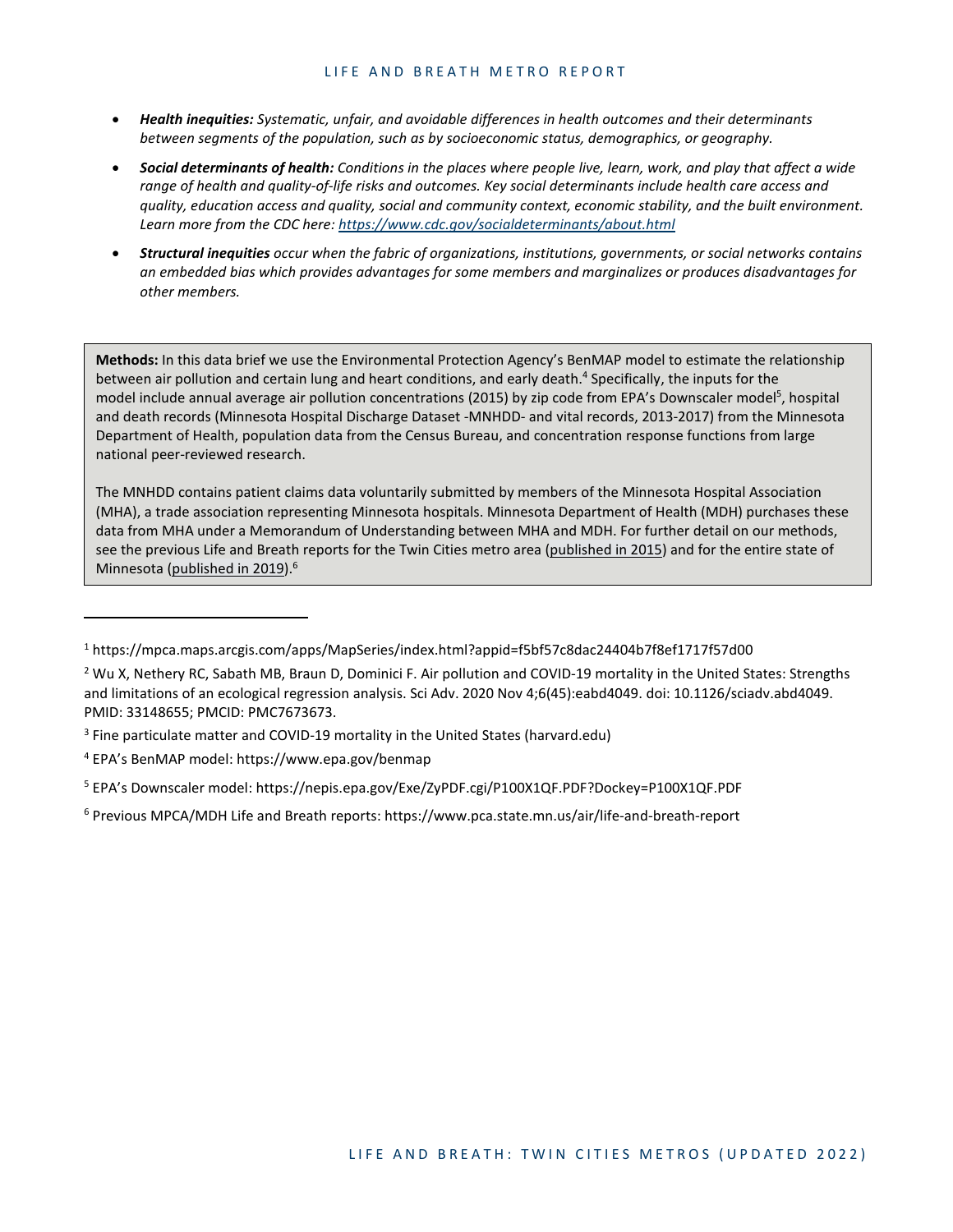- ***Health inequities:*** *Systematic, unfair, and avoidable differences in health outcomes and their determinants between segments of the population, such as by socioeconomic status, demographics, or geography.*
- ***Social determinants of health:*** *Conditions in the places where people live, learn, work, and play that affect a wide range of health and quality-of-life risks and outcomes. Key social determinants include health care access and quality, education access and quality, social and community context, economic stability, and the built environment. Learn more from the CDC here: https://www.cdc.gov/socialdeterminants/about.html*
- ***Structural inequities*** *occur when the fabric of organizations, institutions, governments, or social networks contains an embedded bias which provides advantages for some members and marginalizes or produces disadvantages for other members.*

**Methods:** In this data brief we use the Environmental Protection Agency's BenMAP model to estimate the relationship between air pollution and certain lung and heart conditions, and early death.[4] Specifically, the inputs for the model include annual average air pollution concentrations (2015) by zip code from EPA's Downscaler model[5], hospital and death records (Minnesota Hospital Discharge Dataset -MNHDD- and vital records, 2013-2017) from the Minnesota Department of Health, population data from the Census Bureau, and concentration response functions from large national peer-reviewed research.

The MNHDD contains patient claims data voluntarily submitted by members of the Minnesota Hospital Association (MHA), a trade association representing Minnesota hospitals. Minnesota Department of Health (MDH) purchases these data from MHA under a Memorandum of Understanding between MHA and MDH. For further detail on our methods, see the previous Life and Breath reports for the Twin Cities metro area (published in 2015) and for the entire state of Minnesota (published in 2019).[6]

---

[1] https://mpca.maps.arcgis.com/apps/MapSeries/index.html?appid=f5bf57c8dac24404b7f8ef1717f57d00

[2] Wu X, Nethery RC, Sabath MB, Braun D, Dominici F. Air pollution and COVID-19 mortality in the United States: Strengths and limitations of an ecological regression analysis. Sci Adv. 2020 Nov 4;6(45):eabd4049. doi: 10.1126/sciadv.abd4049. PMID: 33148655; PMCID: PMC7673673.

[3] Fine particulate matter and COVID-19 mortality in the United States (harvard.edu)

[4] EPA's BenMAP model: https://www.epa.gov/benmap

[5] EPA's Downscaler model: https://nepis.epa.gov/Exe/ZyPDF.cgi/P100X1QF.PDF?Dockey=P100X1QF.PDF

[6] Previous MPCA/MDH Life and Breath reports: https://www.pca.state.mn.us/air/life-and-breath-report